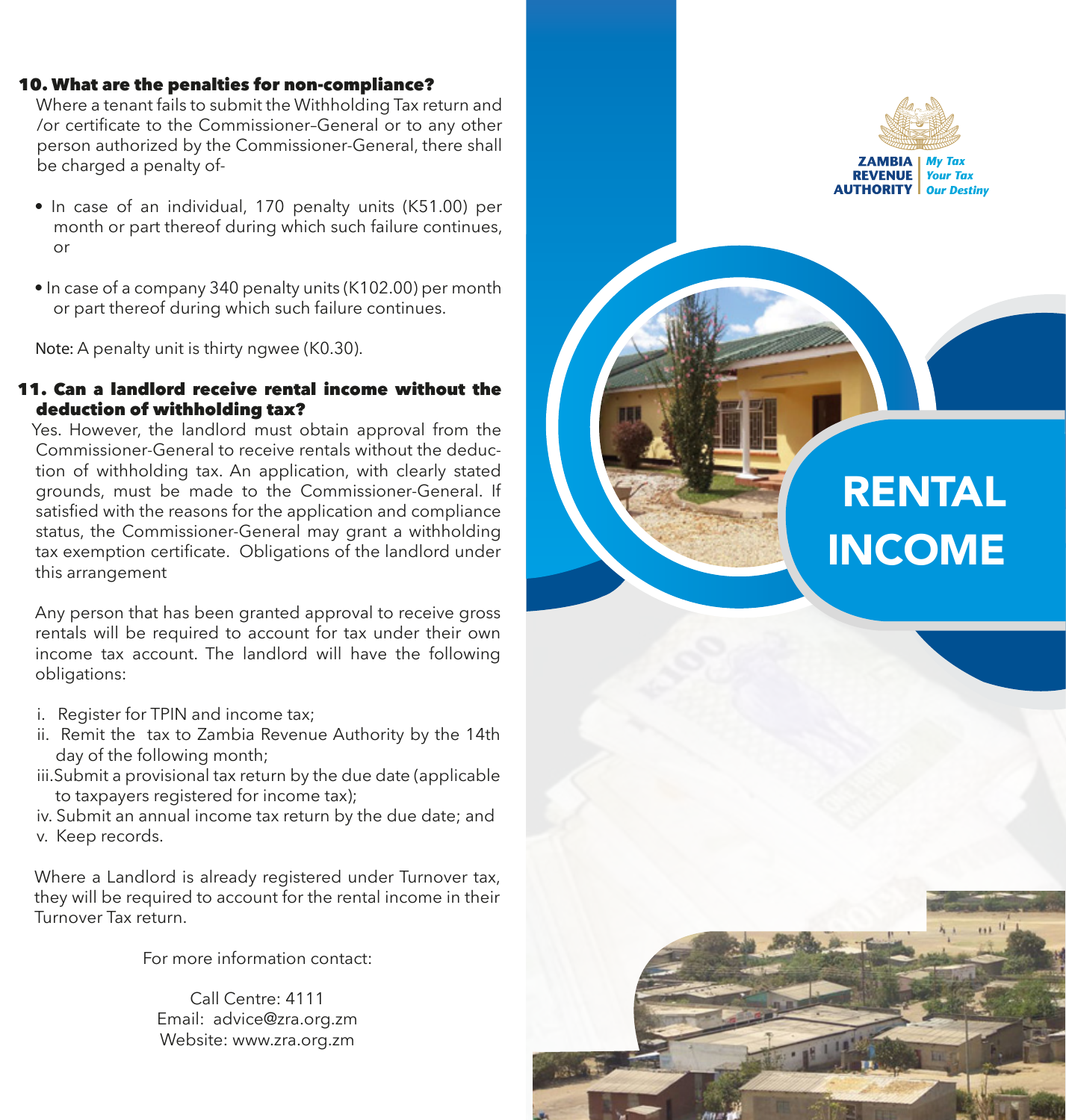## 10. What are the penalties for non-compliance?

Where a tenant fails to submit the Withholding Tax return and /or certificate to the Commissioner–General or to any other person authorized by the Commissioner-General, there shall be charged a penalty of-

- In case of an individual, 170 penalty units (K51.00) per month or part thereof during which such failure continues, or
- In case of a company 340 penalty units (K102.00) per month or part thereof during which such failure continues.

Note: A penalty unit is thirty ngwee (K0.30).

## 11. Can a landlord receive rental income without the deduction of withholding tax?

Yes. However, the landlord must obtain approval from the Commissioner-General to receive rentals without the deduction of withholding tax. An application, with clearly stated grounds, must be made to the Commissioner-General. If satisfied with the reasons for the application and compliance status, the Commissioner-General may grant a withholding tax exemption certificate. Obligations of the landlord under this arrangement

Any person that has been granted approval to receive gross rentals will be required to account for tax under their own income tax account. The landlord will have the following obligations:

i. Register for TPIN and income tax;
ii. Remit the tax to Zambia Revenue Authority by the 14th day of the following month;
iii. Submit a provisional tax return by the due date (applicable to taxpayers registered for income tax);
iv. Submit an annual income tax return by the due date; and
v. Keep records.

Where a Landlord is already registered under Turnover tax, they will be required to account for the rental income in their Turnover Tax return.

For more information contact:

Call Centre: 4111
Email: advice@zra.org.zm
Website: www.zra.org.zm

ZAMBIA REVENUE AUTHORITY

*My Tax Your Tax Our Destiny*

# RENTAL INCOME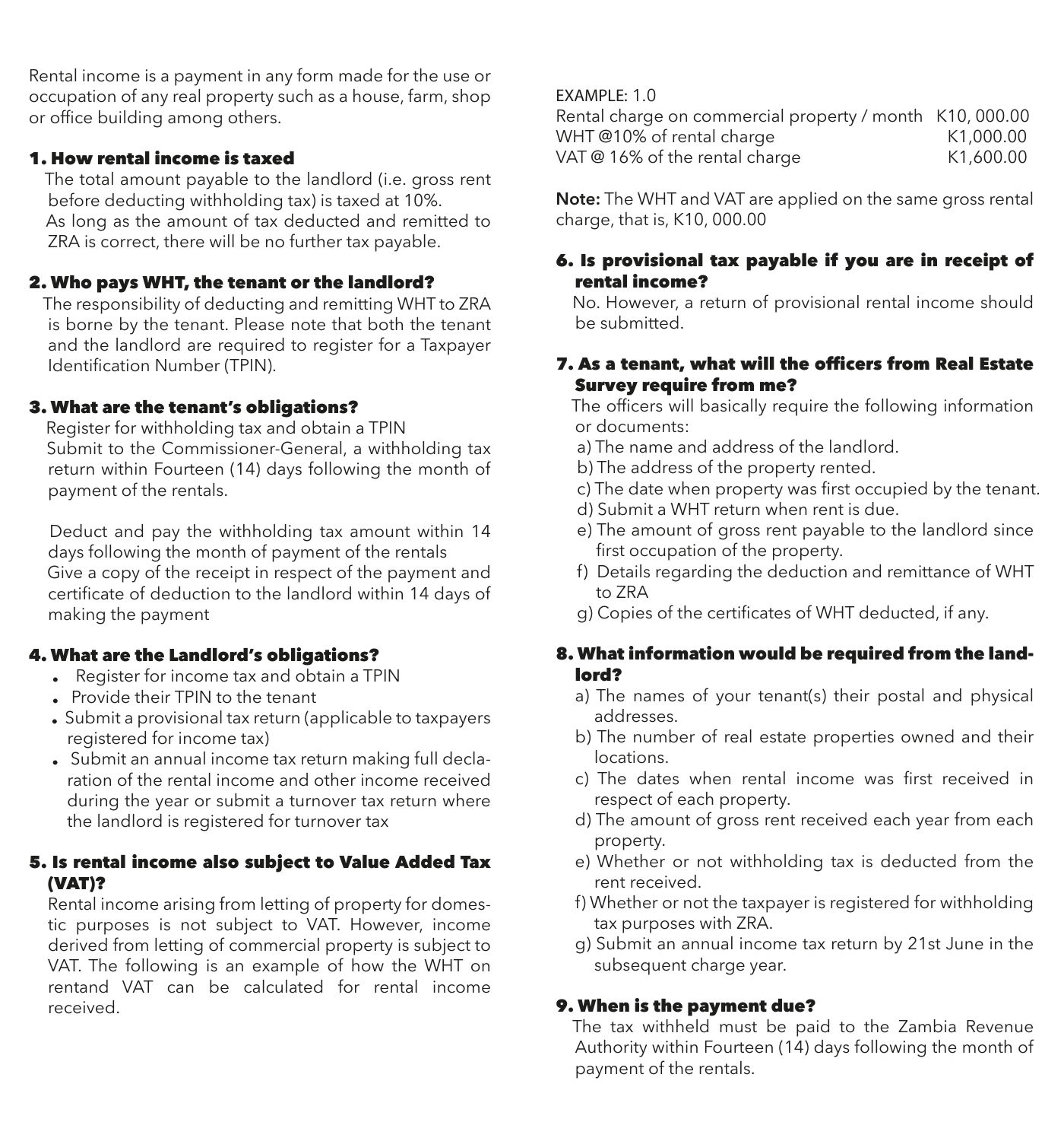Rental income is a payment in any form made for the use or occupation of any real property such as a house, farm, shop or office building among others.

## 1. How rental income is taxed

The total amount payable to the landlord (i.e. gross rent before deducting withholding tax) is taxed at 10%.
As long as the amount of tax deducted and remitted to ZRA is correct, there will be no further tax payable.

## 2. Who pays WHT, the tenant or the landlord?

The responsibility of deducting and remitting WHT to ZRA is borne by the tenant. Please note that both the tenant and the landlord are required to register for a Taxpayer Identification Number (TPIN).

## 3. What are the tenant's obligations?

Register for withholding tax and obtain a TPIN
Submit to the Commissioner-General, a withholding tax return within Fourteen (14) days following the month of payment of the rentals.

Deduct and pay the withholding tax amount within 14 days following the month of payment of the rentals
Give a copy of the receipt in respect of the payment and certificate of deduction to the landlord within 14 days of making the payment

## 4. What are the Landlord's obligations?

- Register for income tax and obtain a TPIN
- Provide their TPIN to the tenant
- Submit a provisional tax return (applicable to taxpayers registered for income tax)
- Submit an annual income tax return making full declaration of the rental income and other income received during the year or submit a turnover tax return where the landlord is registered for turnover tax

## 5. Is rental income also subject to Value Added Tax (VAT)?

Rental income arising from letting of property for domestic purposes is not subject to VAT. However, income derived from letting of commercial property is subject to VAT. The following is an example of how the WHT on rentand VAT can be calculated for rental income received.

EXAMPLE: 1.0

| | |
|---|---|
| Rental charge on commercial property / month | K10, 000.00 |
| WHT @10% of rental charge | K1,000.00 |
| VAT @ 16% of the rental charge | K1,600.00 |

**Note:** The WHT and VAT are applied on the same gross rental charge, that is, K10, 000.00

## 6. Is provisional tax payable if you are in receipt of rental income?

No. However, a return of provisional rental income should be submitted.

## 7. As a tenant, what will the officers from Real Estate Survey require from me?

The officers will basically require the following information or documents:

a) The name and address of the landlord.
b) The address of the property rented.
c) The date when property was first occupied by the tenant.
d) Submit a WHT return when rent is due.
e) The amount of gross rent payable to the landlord since first occupation of the property.
f) Details regarding the deduction and remittance of WHT to ZRA
g) Copies of the certificates of WHT deducted, if any.

## 8. What information would be required from the landlord?

a) The names of your tenant(s) their postal and physical addresses.
b) The number of real estate properties owned and their locations.
c) The dates when rental income was first received in respect of each property.
d) The amount of gross rent received each year from each property.
e) Whether or not withholding tax is deducted from the rent received.
f) Whether or not the taxpayer is registered for withholding tax purposes with ZRA.
g) Submit an annual income tax return by 21st June in the subsequent charge year.

## 9. When is the payment due?

The tax withheld must be paid to the Zambia Revenue Authority within Fourteen (14) days following the month of payment of the rentals.